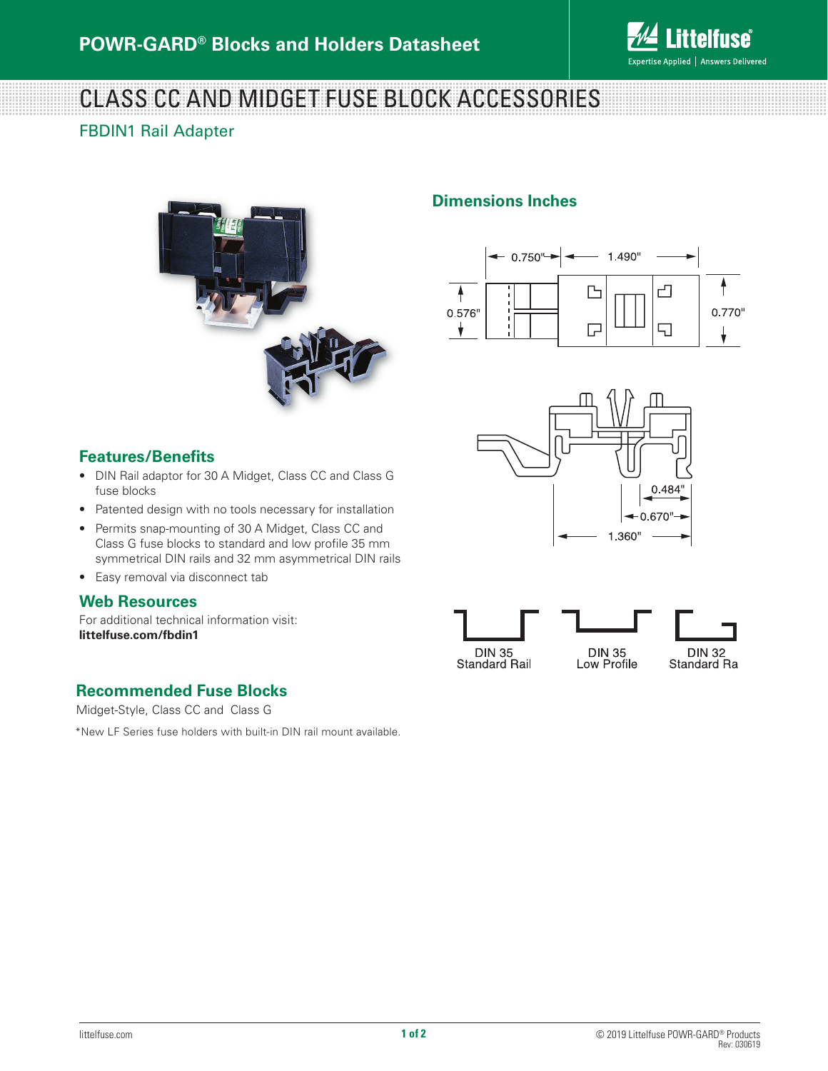# CLASS CC AND MIDGET FUSE BLOCK ACCESSORIES

## FBDIN1 Rail Adapter

### Dimensions Inches

0.750" | 1.490"

0.576" | 0.770"

0.484" | 0.670" | 1.360"

DIN 35 Standard Rail | DIN 35 Low Profile | DIN 32 Standard Ra

### Features/Benefits

- DIN Rail adaptor for 30 A Midget, Class CC and Class G fuse blocks
- Patented design with no tools necessary for installation
- Permits snap-mounting of 30 A Midget, Class CC and Class G fuse blocks to standard and low profile 35 mm symmetrical DIN rails and 32 mm asymmetrical DIN rails
- Easy removal via disconnect tab

### Web Resources

For additional technical information visit:
**littelfuse.com/fbdin1**

### Recommended Fuse Blocks

Midget-Style, Class CC and Class G

*New LF Series fuse holders with built-in DIN rail mount available.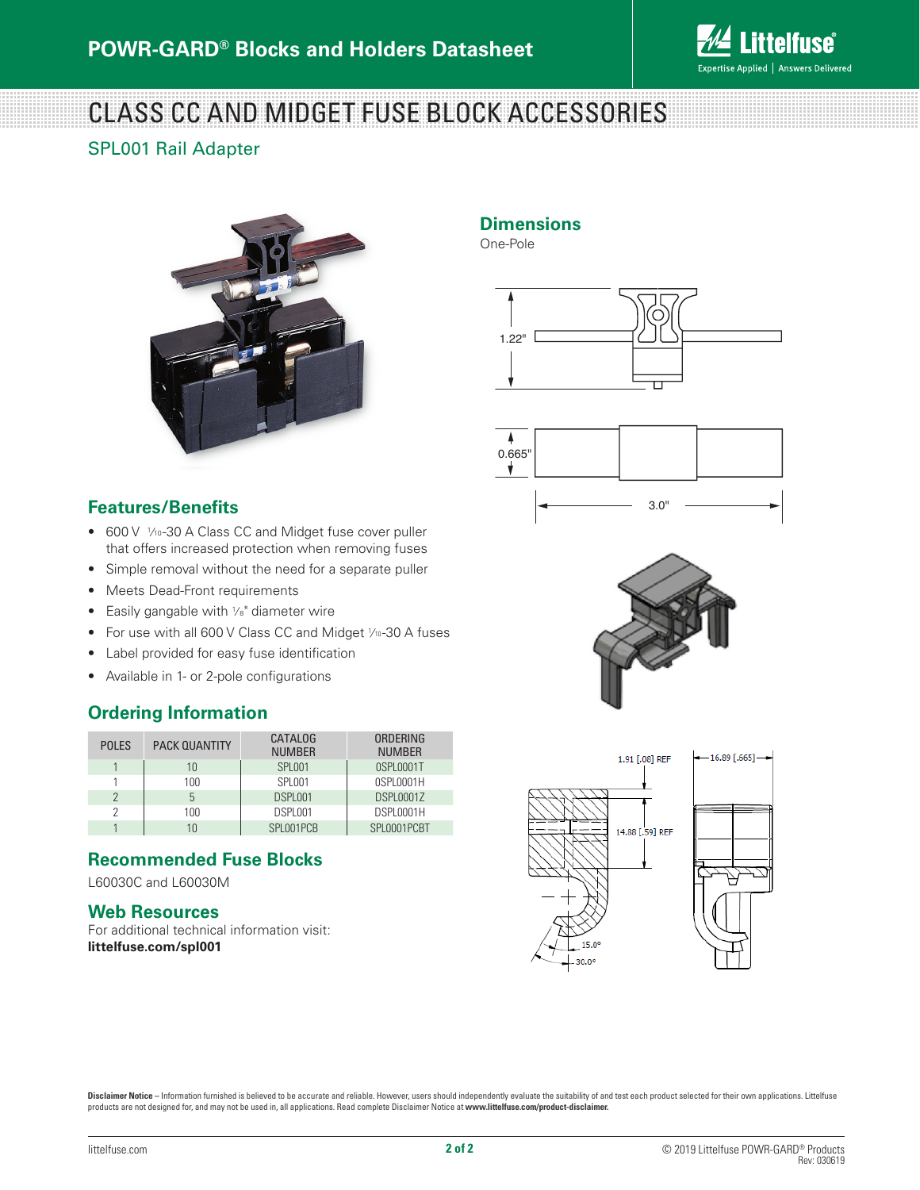# CLASS CC AND MIDGET FUSE BLOCK ACCESSORIES

## SPL001 Rail Adapter

## Dimensions

One-Pole

1.22"

0.665"

3.0"

1.91 [.08] REF

16.89 [.665]

14.88 [.59] REF

15.0°

30.0°

## Features/Benefits

- 600 V 1/10-30 A Class CC and Midget fuse cover puller that offers increased protection when removing fuses
- Simple removal without the need for a separate puller
- Meets Dead-Front requirements
- Easily gangable with 1/8" diameter wire
- For use with all 600 V Class CC and Midget 1/10-30 A fuses
- Label provided for easy fuse identification
- Available in 1- or 2-pole configurations

## Ordering Information

| POLES | PACK QUANTITY | CATALOG NUMBER | ORDERING NUMBER |
|---|---|---|---|
| 1 | 10 | SPL001 | 0SPL0001T |
| 1 | 100 | SPL001 | 0SPL0001H |
| 2 | 5 | DSPL001 | DSPL0001Z |
| 2 | 100 | DSPL001 | DSPL0001H |
| 1 | 10 | SPL001PCB | SPL0001PCBT |

## Recommended Fuse Blocks

L60030C and L60030M

## Web Resources

For additional technical information visit:
**littelfuse.com/spl001**

**Disclaimer Notice** – Information furnished is believed to be accurate and reliable. However, users should independently evaluate the suitability of and test each product selected for their own applications. Littelfuse products are not designed for, and may not be used in, all applications. Read complete Disclaimer Notice at **www.littelfuse.com/product-disclaimer.**